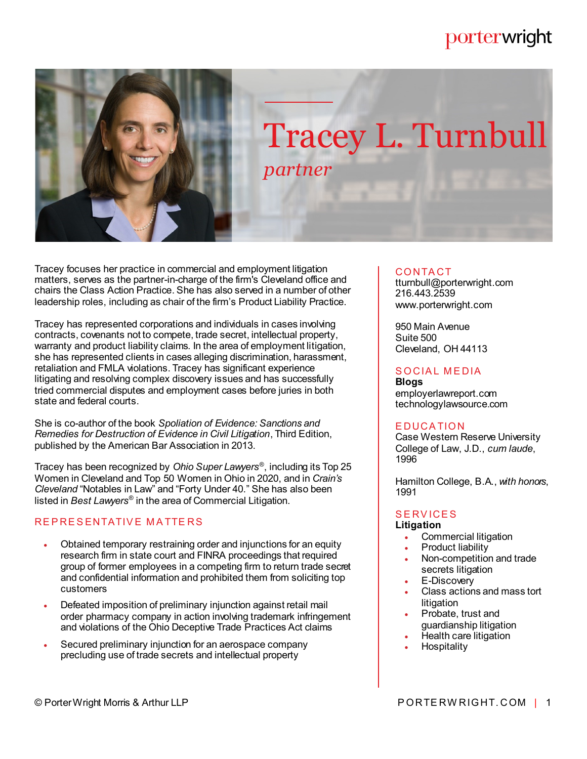# Tracey L. Turnbull

*partner*

Tracey focuses her practice in commercial and employment litigation matters, serves as the partner-in-charge of the firm's Cleveland office and chairs the Class Action Practice. She has also served in a number of other leadership roles, including as chair of the firm's Product Liability Practice.

Tracey has represented corporations and individuals in cases involving contracts, covenants not to compete, trade secret, intellectual property, warranty and product liability claims. In the area of employment litigation, she has represented clients in cases alleging discrimination, harassment, retaliation and FMLA violations. Tracey has significant experience litigating and resolving complex discovery issues and has successfully tried commercial disputes and employment cases before juries in both state and federal courts.

She is co-author of the book *Spoliation of Evidence: Sanctions and Remedies for Destruction of Evidence in Civil Litigation*, Third Edition, published by the American Bar Association in 2013.

Tracey has been recognized by *Ohio Super Lawyers*®, including its Top 25 Women in Cleveland and Top 50 Women in Ohio in 2020, and in *Crain's Cleveland* "Notables in Law" and "Forty Under 40." She has also been listed in *Best Lawyers*® in the area of Commercial Litigation.

## REPRESENTATIVE MATTERS

- Obtained temporary restraining order and injunctions for an equity research firm in state court and FINRA proceedings that required group of former employees in a competing firm to return trade secret and confidential information and prohibited them from soliciting top customers
- Defeated imposition of preliminary injunction against retail mail order pharmacy company in action involving trademark infringement and violations of the Ohio Deceptive Trade Practices Act claims
- Secured preliminary injunction for an aerospace company precluding use of trade secrets and intellectual property

## CONTACT

tturnbull@porterwright.com
216.443.2539
www.porterwright.com

950 Main Avenue
Suite 500
Cleveland, OH 44113

## SOCIAL MEDIA

**Blogs**
employerlawreport.com
technologylawsource.com

## EDUCATION

Case Western Reserve University College of Law, J.D., *cum laude*, 1996

Hamilton College, B.A., *with honors*, 1991

## SERVICES

**Litigation**

- Commercial litigation
- Product liability
- Non-competition and trade secrets litigation
- E-Discovery
- Class actions and mass tort litigation
- Probate, trust and guardianship litigation
- Health care litigation
- Hospitality

© Porter Wright Morris & Arthur LLP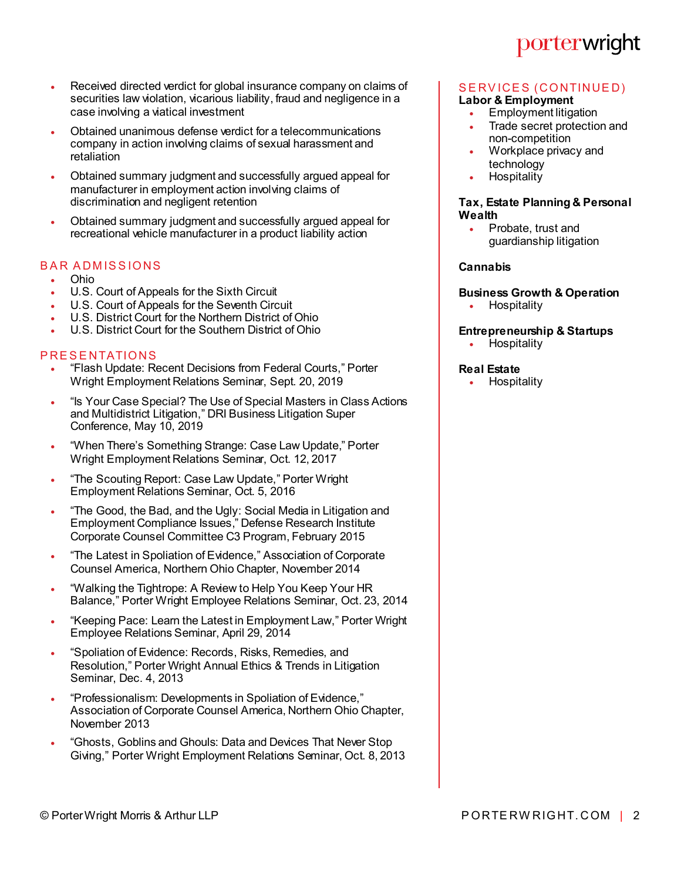- Received directed verdict for global insurance company on claims of securities law violation, vicarious liability, fraud and negligence in a case involving a viatical investment
- Obtained unanimous defense verdict for a telecommunications company in action involving claims of sexual harassment and retaliation
- Obtained summary judgment and successfully argued appeal for manufacturer in employment action involving claims of discrimination and negligent retention
- Obtained summary judgment and successfully argued appeal for recreational vehicle manufacturer in a product liability action

## BAR ADMISSIONS

- Ohio
- U.S. Court of Appeals for the Sixth Circuit
- U.S. Court of Appeals for the Seventh Circuit
- U.S. District Court for the Northern District of Ohio
- U.S. District Court for the Southern District of Ohio

## PRESENTATIONS

- "Flash Update: Recent Decisions from Federal Courts," Porter Wright Employment Relations Seminar, Sept. 20, 2019
- "Is Your Case Special? The Use of Special Masters in Class Actions and Multidistrict Litigation," DRI Business Litigation Super Conference, May 10, 2019
- "When There's Something Strange: Case Law Update," Porter Wright Employment Relations Seminar, Oct. 12, 2017
- "The Scouting Report: Case Law Update," Porter Wright Employment Relations Seminar, Oct. 5, 2016
- "The Good, the Bad, and the Ugly: Social Media in Litigation and Employment Compliance Issues," Defense Research Institute Corporate Counsel Committee C3 Program, February 2015
- "The Latest in Spoliation of Evidence," Association of Corporate Counsel America, Northern Ohio Chapter, November 2014
- "Walking the Tightrope: A Review to Help You Keep Your HR Balance," Porter Wright Employee Relations Seminar, Oct. 23, 2014
- "Keeping Pace: Learn the Latest in Employment Law," Porter Wright Employee Relations Seminar, April 29, 2014
- "Spoliation of Evidence: Records, Risks, Remedies, and Resolution," Porter Wright Annual Ethics & Trends in Litigation Seminar, Dec. 4, 2013
- "Professionalism: Developments in Spoliation of Evidence," Association of Corporate Counsel America, Northern Ohio Chapter, November 2013
- "Ghosts, Goblins and Ghouls: Data and Devices That Never Stop Giving," Porter Wright Employment Relations Seminar, Oct. 8, 2013

## SERVICES (CONTINUED)

**Labor & Employment**

- Employment litigation
- Trade secret protection and non-competition
- Workplace privacy and technology
- Hospitality

**Tax, Estate Planning & Personal Wealth**

- Probate, trust and guardianship litigation

**Cannabis**

**Business Growth & Operation**

- Hospitality

**Entrepreneurship & Startups**

- Hospitality

**Real Estate**

- Hospitality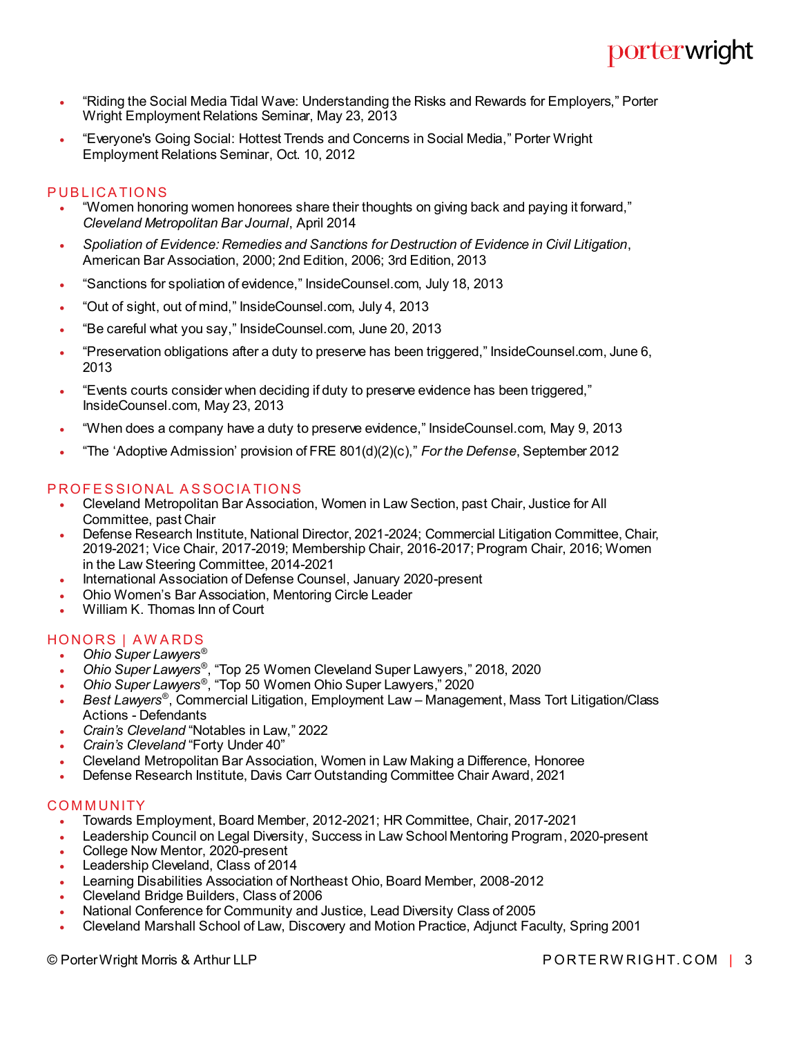- “Riding the Social Media Tidal Wave: Understanding the Risks and Rewards for Employers,” Porter Wright Employment Relations Seminar, May 23, 2013
- “Everyone's Going Social: Hottest Trends and Concerns in Social Media,” Porter Wright Employment Relations Seminar, Oct. 10, 2012

## PUBLICATIONS

- “Women honoring women honorees share their thoughts on giving back and paying it forward,” *Cleveland Metropolitan Bar Journal*, April 2014
- *Spoliation of Evidence: Remedies and Sanctions for Destruction of Evidence in Civil Litigation*, American Bar Association, 2000; 2nd Edition, 2006; 3rd Edition, 2013
- “Sanctions for spoliation of evidence,” InsideCounsel.com, July 18, 2013
- “Out of sight, out of mind,” InsideCounsel.com, July 4, 2013
- “Be careful what you say,” InsideCounsel.com, June 20, 2013
- “Preservation obligations after a duty to preserve has been triggered,” InsideCounsel.com, June 6, 2013
- “Events courts consider when deciding if duty to preserve evidence has been triggered,” InsideCounsel.com, May 23, 2013
- “When does a company have a duty to preserve evidence,” InsideCounsel.com, May 9, 2013
- “The ‘Adoptive Admission’ provision of FRE 801(d)(2)(c),” *For the Defense*, September 2012

## PROFESSIONAL ASSOCIATIONS

- Cleveland Metropolitan Bar Association, Women in Law Section, past Chair, Justice for All Committee, past Chair
- Defense Research Institute, National Director, 2021-2024; Commercial Litigation Committee, Chair, 2019-2021; Vice Chair, 2017-2019; Membership Chair, 2016-2017; Program Chair, 2016; Women in the Law Steering Committee, 2014-2021
- International Association of Defense Counsel, January 2020-present
- Ohio Women’s Bar Association, Mentoring Circle Leader
- William K. Thomas Inn of Court

## HONORS | AWARDS

- *Ohio Super Lawyers®*
- *Ohio Super Lawyers®*, “Top 25 Women Cleveland Super Lawyers,” 2018, 2020
- *Ohio Super Lawyers®*, “Top 50 Women Ohio Super Lawyers,” 2020
- *Best Lawyers®*, Commercial Litigation, Employment Law – Management, Mass Tort Litigation/Class Actions - Defendants
- *Crain’s Cleveland* “Notables in Law,” 2022
- *Crain’s Cleveland* “Forty Under 40”
- Cleveland Metropolitan Bar Association, Women in Law Making a Difference, Honoree
- Defense Research Institute, Davis Carr Outstanding Committee Chair Award, 2021

## COMMUNITY

- Towards Employment, Board Member, 2012-2021; HR Committee, Chair, 2017-2021
- Leadership Council on Legal Diversity, Success in Law School Mentoring Program, 2020-present
- College Now Mentor, 2020-present
- Leadership Cleveland, Class of 2014
- Learning Disabilities Association of Northeast Ohio, Board Member, 2008-2012
- Cleveland Bridge Builders, Class of 2006
- National Conference for Community and Justice, Lead Diversity Class of 2005
- Cleveland Marshall School of Law, Discovery and Motion Practice, Adjunct Faculty, Spring 2001